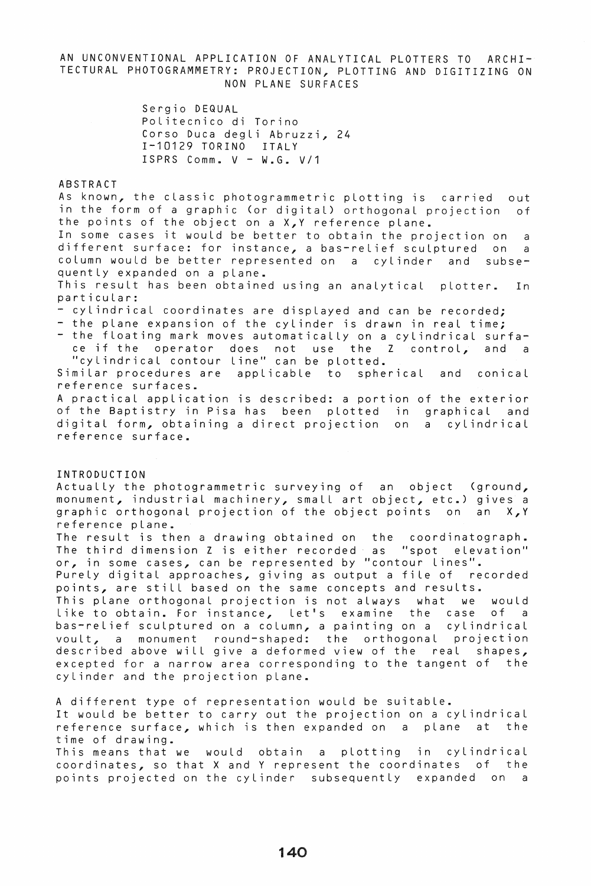# AN UNCONVENTIONAL APPLICATION OF ANALYTICAL PLOTTERS TO ARCHITECTURAL PHOTOGRAMMETRY: PROJECTION, PLOTTING AND DIGITIZING ON NON PLANE SURFACES

Sergio DEQUAL
Politecnico di Torino
Corso Duca degli Abruzzi, 24
I-10129 TORINO ITALY
ISPRS Comm. V - W.G. V/1

## ABSTRACT

As known, the classic photogrammetric plotting is carried out in the form of a graphic (or digital) orthogonal projection of the points of the object on a X,Y reference plane.
In some cases it would be better to obtain the projection on a different surface: for instance, a bas-relief sculptured on a column would be better represented on a cylinder and subsequently expanded on a plane.
This result has been obtained using an analytical plotter. In particular:

- cylindrical coordinates are displayed and can be recorded;
- the plane expansion of the cylinder is drawn in real time;
- the floating mark moves automatically on a cylindrical surface if the operator does not use the Z control, and a "cylindrical contour line" can be plotted.

Similar procedures are applicable to spherical and conical reference surfaces.
A practical application is described: a portion of the exterior of the Baptistry in Pisa has been plotted in graphical and digital form, obtaining a direct projection on a cylindrical reference surface.

## INTRODUCTION

Actually the photogrammetric surveying of an object (ground, monument, industrial machinery, small art object, etc.) gives a graphic orthogonal projection of the object points on an X,Y reference plane.
The result is then a drawing obtained on the coordinatograph. The third dimension Z is either recorded as "spot elevation" or, in some cases, can be represented by "contour lines".
Purely digital approaches, giving as output a file of recorded points, are still based on the same concepts and results.
This plane orthogonal projection is not always what we would like to obtain. For instance, let's examine the case of a bas-relief sculptured on a column, a painting on a cylindrical voult, a monument round-shaped: the orthogonal projection described above will give a deformed view of the real shapes, excepted for a narrow area corresponding to the tangent of the cylinder and the projection plane.

A different type of representation would be suitable.
It would be better to carry out the projection on a cylindrical reference surface, which is then expanded on a plane at the time of drawing.
This means that we would obtain a plotting in cylindrical coordinates, so that X and Y represent the coordinates of the points projected on the cylinder subsequently expanded on a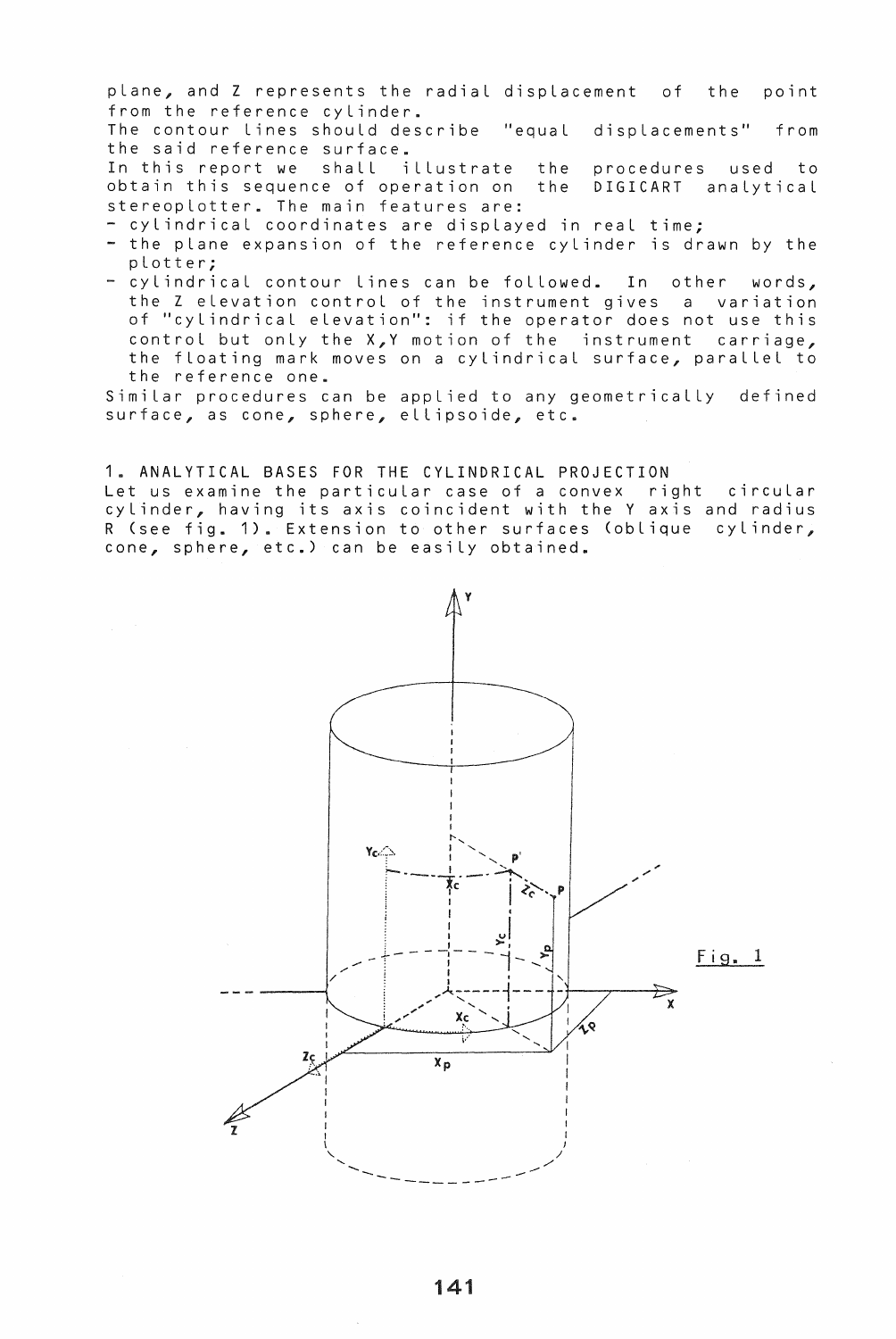plane, and Z represents the radial displacement of the point from the reference cylinder.
The contour lines should describe "equal displacements" from the said reference surface.
In this report we shall illustrate the procedures used to obtain this sequence of operation on the DIGICART analytical stereoplotter. The main features are:

- cylindrical coordinates are displayed in real time;
- the plane expansion of the reference cylinder is drawn by the plotter;
- cylindrical contour lines can be followed. In other words, the Z elevation control of the instrument gives a variation of "cylindrical elevation": if the operator does not use this control but only the X,Y motion of the instrument carriage, the floating mark moves on a cylindrical surface, parallel to the reference one.

Similar procedures can be applied to any geometrically defined surface, as cone, sphere, ellipsoide, etc.

## 1. ANALYTICAL BASES FOR THE CYLINDRICAL PROJECTION

Let us examine the particular case of a convex right circular cylinder, having its axis coincident with the Y axis and radius R (see fig. 1). Extension to other surfaces (oblique cylinder, cone, sphere, etc.) can be easily obtained.

Y
$Y_C$
P'
$X_C$
$Z_C$
P
$Y_C$
$Y_P$
X
$X_C$
$Z_P$
$Z_C$
$X_P$
Z

Fig. 1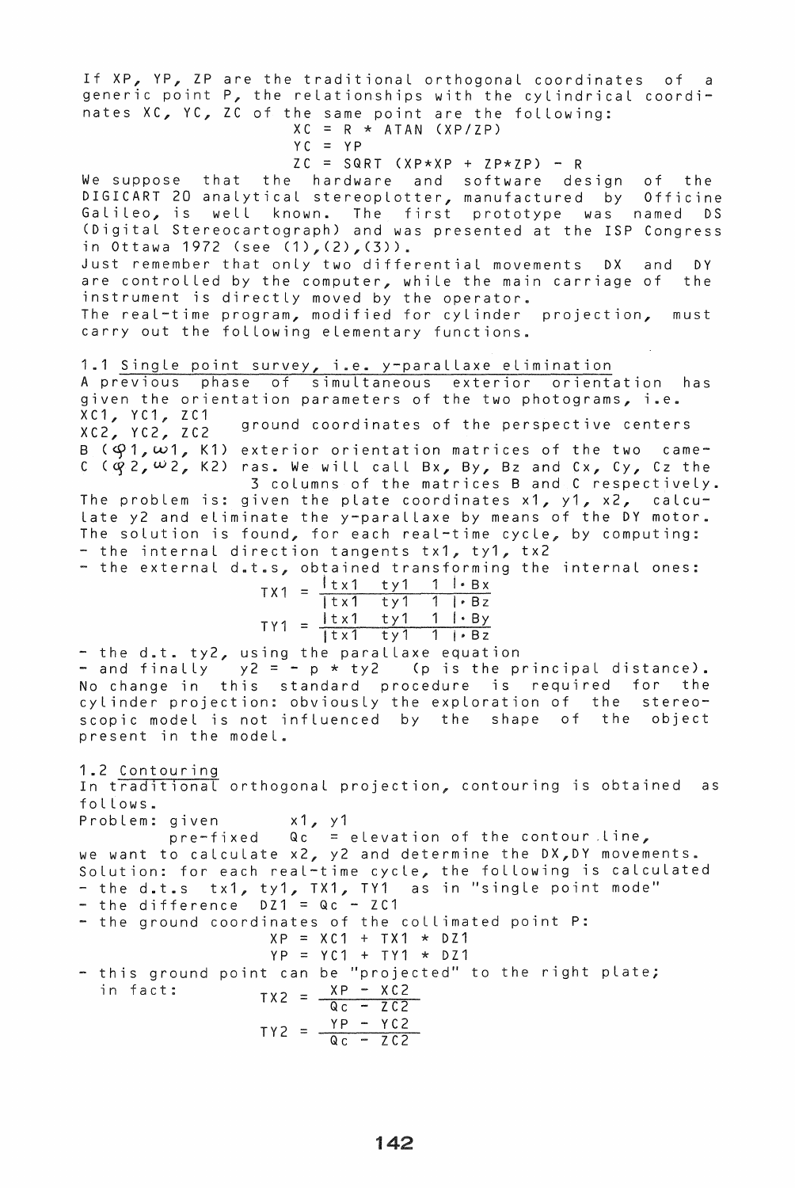If XP, YP, ZP are the traditional orthogonal coordinates of a generic point P, the relationships with the cylindrical coordinates XC, YC, ZC of the same point are the following:

$$XC = R * ATAN (XP/ZP)$$
$$YC = YP$$
$$ZC = SQRT (XP*XP + ZP*ZP) - R$$

We suppose that the hardware and software design of the DIGICART 20 analytical stereoplotter, manufactured by Officine Galileo, is well known. The first prototype was named DS (Digital Stereocartograph) and was presented at the ISP Congress in Ottawa 1972 (see (1),(2),(3)).

Just remember that only two differential movements DX and DY are controlled by the computer, while the main carriage of the instrument is directly moved by the operator.

The real-time program, modified for cylinder projection, must carry out the following elementary functions.

## 1.1 Single point survey, i.e. y-parallaxe elimination

A previous phase of simultaneous exterior orientation has given the orientation parameters of the two photograms, i.e.

XC1, YC1, ZC1
XC2, YC2, ZC2 — ground coordinates of the perspective centers

B ($\varphi$1, $\omega$1, K1)
C ($\varphi$2, $\omega$2, K2) — exterior orientation matrices of the two cameras. We will call Bx, By, Bz and Cx, Cy, Cz the 3 columns of the matrices B and C respectively.

The problem is: given the plate coordinates x1, y1, x2, calculate y2 and eliminate the y-parallaxe by means of the DY motor.

The solution is found, for each real-time cycle, by computing:

- the internal direction tangents tx1, ty1, tx2
- the external d.t.s, obtained transforming the internal ones:

$$TX1 = \frac{|tx1 \quad ty1 \quad 1| \cdot Bx}{|tx1 \quad ty1 \quad 1| \cdot Bz}$$

$$TY1 = \frac{|tx1 \quad ty1 \quad 1| \cdot By}{|tx1 \quad ty1 \quad 1| \cdot Bz}$$

- the d.t. ty2, using the parallaxe equation
- and finally $y2 = - p * ty2$ (p is the principal distance).

No change in this standard procedure is required for the cylinder projection: obviously the exploration of the stereoscopic model is not influenced by the shape of the object present in the model.

## 1.2 Contouring

In traditional orthogonal projection, contouring is obtained as follows.

Problem: given x1, y1
pre-fixed Qc = elevation of the contour line,
we want to calculate x2, y2 and determine the DX,DY movements.

Solution: for each real-time cycle, the following is calculated

- the d.t.s tx1, ty1, TX1, TY1 as in "single point mode"
- the difference $DZ1 = Qc - ZC1$
- the ground coordinates of the collimated point P:

$$XP = XC1 + TX1 * DZ1$$
$$YP = YC1 + TY1 * DZ1$$

- this ground point can be "projected" to the right plate; in fact:

$$TX2 = \frac{XP - XC2}{Qc - ZC2}$$

$$TY2 = \frac{YP - YC2}{Qc - ZC2}$$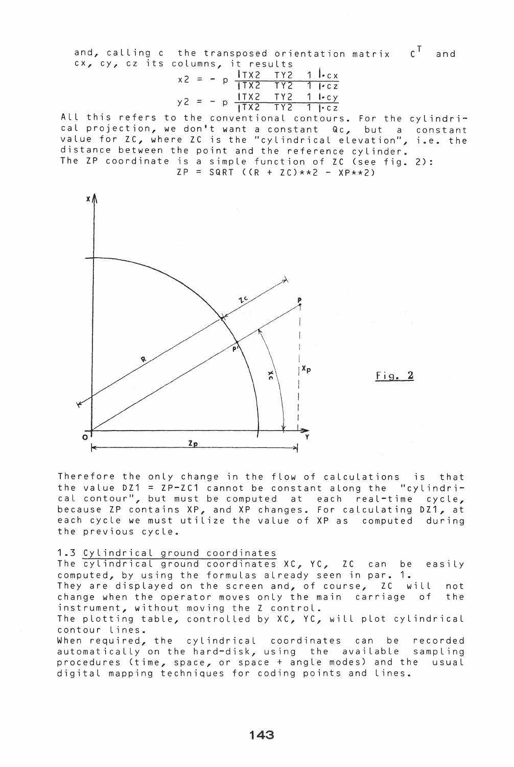and, calling c the transposed orientation matrix $C^T$ and cx, cy, cz its columns, it results

$$x2 = -p \frac{|TX2 \quad TY2 \quad 1| \cdot cx}{|TX2 \quad TY2 \quad 1| \cdot cz}$$

$$y2 = -p \frac{|TX2 \quad TY2 \quad 1| \cdot cy}{|TX2 \quad TY2 \quad 1| \cdot cz}$$

All this refers to the conventional contours. For the cylindrical projection, we don't want a constant Qc, but a constant value for ZC, where ZC is the "cylindrical elevation", i.e. the distance between the point and the reference cylinder.
The ZP coordinate is a simple function of ZC (see fig. 2):

ZP = SQRT ((R + ZC)**2 - XP**2)

X

R

ZC

P

P'

XC

Xp

O

Zp

Y

Fig. 2

Therefore the only change in the flow of calculations is that the value DZ1 = ZP-ZC1 cannot be constant along the "cylindrical contour", but must be computed at each real-time cycle, because ZP contains XP, and XP changes. For calculating DZ1, at each cycle we must utilize the value of XP as computed during the previous cycle.

### 1.3 Cylindrical ground coordinates

The cylindrical ground coordinates XC, YC, ZC can be easily computed, by using the formulas already seen in par. 1.
They are displayed on the screen and, of course, ZC will not change when the operator moves only the main carriage of the instrument, without moving the Z control.
The plotting table, controlled by XC, YC, will plot cylindrical contour lines.
When required, the cylindrical coordinates can be recorded automatically on the hard-disk, using the available sampling procedures (time, space, or space + angle modes) and the usual digital mapping techniques for coding points and lines.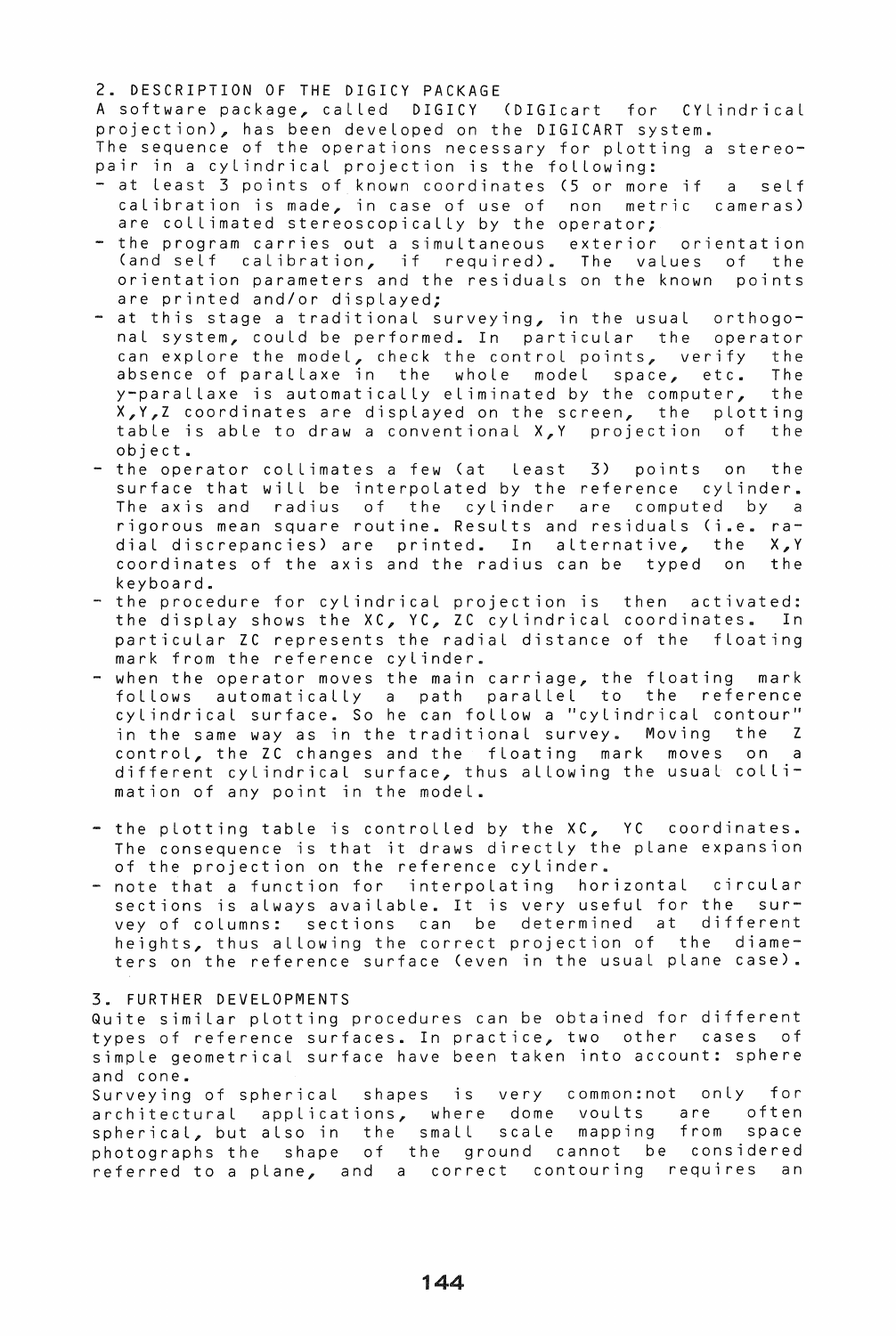## 2. DESCRIPTION OF THE DIGICY PACKAGE

A software package, called DIGICY (DIGIcart for CYlindrical projection), has been developed on the DIGICART system.

The sequence of the operations necessary for plotting a stereo-pair in a cylindrical projection is the following:

- at least 3 points of known coordinates (5 or more if a self calibration is made, in case of use of non metric cameras) are collimated stereoscopically by the operator;
- the program carries out a simultaneous exterior orientation (and self calibration, if required). The values of the orientation parameters and the residuals on the known points are printed and/or displayed;
- at this stage a traditional surveying, in the usual orthogonal system, could be performed. In particular the operator can explore the model, check the control points, verify the absence of parallaxe in the whole model space, etc. The y-parallaxe is automatically eliminated by the computer, the X,Y,Z coordinates are displayed on the screen, the plotting table is able to draw a conventional X,Y projection of the object.
- the operator collimates a few (at least 3) points on the surface that will be interpolated by the reference cylinder. The axis and radius of the cylinder are computed by a rigorous mean square routine. Results and residuals (i.e. radial discrepancies) are printed. In alternative, the X,Y coordinates of the axis and the radius can be typed on the keyboard.
- the procedure for cylindrical projection is then activated: the display shows the XC, YC, ZC cylindrical coordinates. In particular ZC represents the radial distance of the floating mark from the reference cylinder.
- when the operator moves the main carriage, the floating mark follows automatically a path parallel to the reference cylindrical surface. So he can follow a "cylindrical contour" in the same way as in the traditional survey. Moving the Z control, the ZC changes and the floating mark moves on a different cylindrical surface, thus allowing the usual collimation of any point in the model.
- the plotting table is controlled by the XC, YC coordinates. The consequence is that it draws directly the plane expansion of the projection on the reference cylinder.
- note that a function for interpolating horizontal circular sections is always available. It is very useful for the survey of columns: sections can be determined at different heights, thus allowing the correct projection of the diameters on the reference surface (even in the usual plane case).

## 3. FURTHER DEVELOPMENTS

Quite similar plotting procedures can be obtained for different types of reference surfaces. In practice, two other cases of simple geometrical surface have been taken into account: sphere and cone.

Surveying of spherical shapes is very common:not only for architectural applications, where dome voults are often spherical, but also in the small scale mapping from space photographs the shape of the ground cannot be considered referred to a plane, and a correct contouring requires an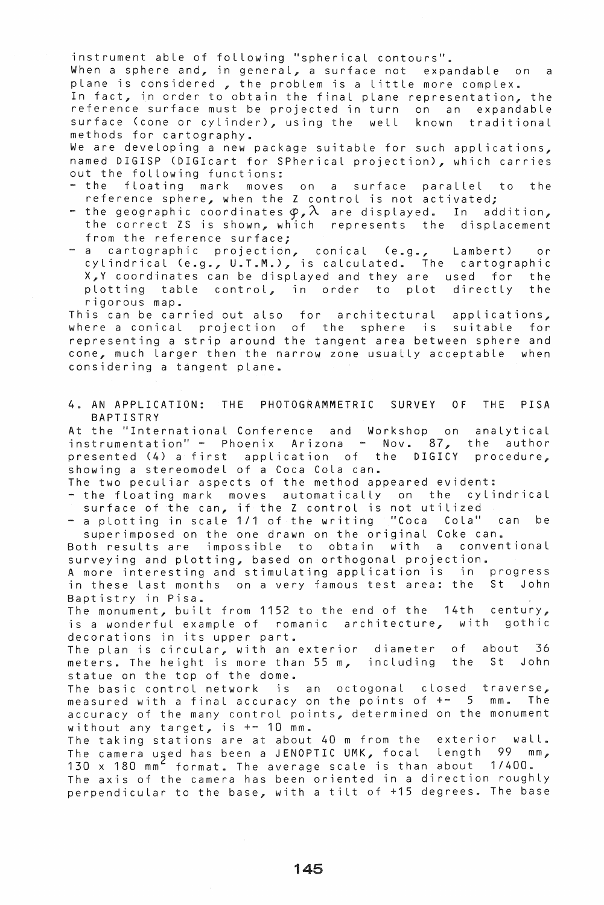instrument able of following "spherical contours".
When a sphere and, in general, a surface not expandable on a plane is considered , the problem is a little more complex.
In fact, in order to obtain the final plane representation, the reference surface must be projected in turn on an expandable surface (cone or cylinder), using the well known traditional methods for cartography.
We are developing a new package suitable for such applications, named DIGISP (DIGIcart for SPherical projection), which carries out the following functions:

- the floating mark moves on a surface parallel to the reference sphere, when the Z control is not activated;
- the geographic coordinates $\varphi, \lambda$ are displayed. In addition, the correct ZS is shown, which represents the displacement from the reference surface;
- a cartographic projection, conical (e.g., Lambert) or cylindrical (e.g., U.T.M.), is calculated. The cartographic X,Y coordinates can be displayed and they are used for the plotting table control, in order to plot directly the rigorous map.

This can be carried out also for architectural applications, where a conical projection of the sphere is suitable for representing a strip around the tangent area between sphere and cone, much larger then the narrow zone usually acceptable when considering a tangent plane.

## 4. AN APPLICATION: THE PHOTOGRAMMETRIC SURVEY OF THE PISA BAPTISTRY

At the "International Conference and Workshop on analytical instrumentation" - Phoenix Arizona - Nov. 87, the author presented (4) a first application of the DIGICY procedure, showing a stereomodel of a Coca Cola can.
The two peculiar aspects of the method appeared evident:

- the floating mark moves automatically on the cylindrical surface of the can, if the Z control is not utilized
- a plotting in scale 1/1 of the writing "Coca Cola" can be superimposed on the one drawn on the original Coke can.

Both results are impossible to obtain with a conventional surveying and plotting, based on orthogonal projection.
A more interesting and stimulating application is in progress in these last months on a very famous test area: the St John Baptistry in Pisa.
The monument, built from 1152 to the end of the 14th century, is a wonderful example of romanic architecture, with gothic decorations in its upper part.
The plan is circular, with an exterior diameter of about 36 meters. The height is more than 55 m, including the St John statue on the top of the dome.
The basic control network is an octogonal closed traverse, measured with a final accuracy on the points of +- 5 mm. The accuracy of the many control points, determined on the monument without any target, is +- 10 mm.
The taking stations are at about 40 m from the exterior wall.
The camera used has been a JENOPTIC UMK, focal length 99 mm, 130 x 180 $mm^2$ format. The average scale is than about 1/400.
The axis of the camera has been oriented in a direction roughly perpendicular to the base, with a tilt of +15 degrees. The base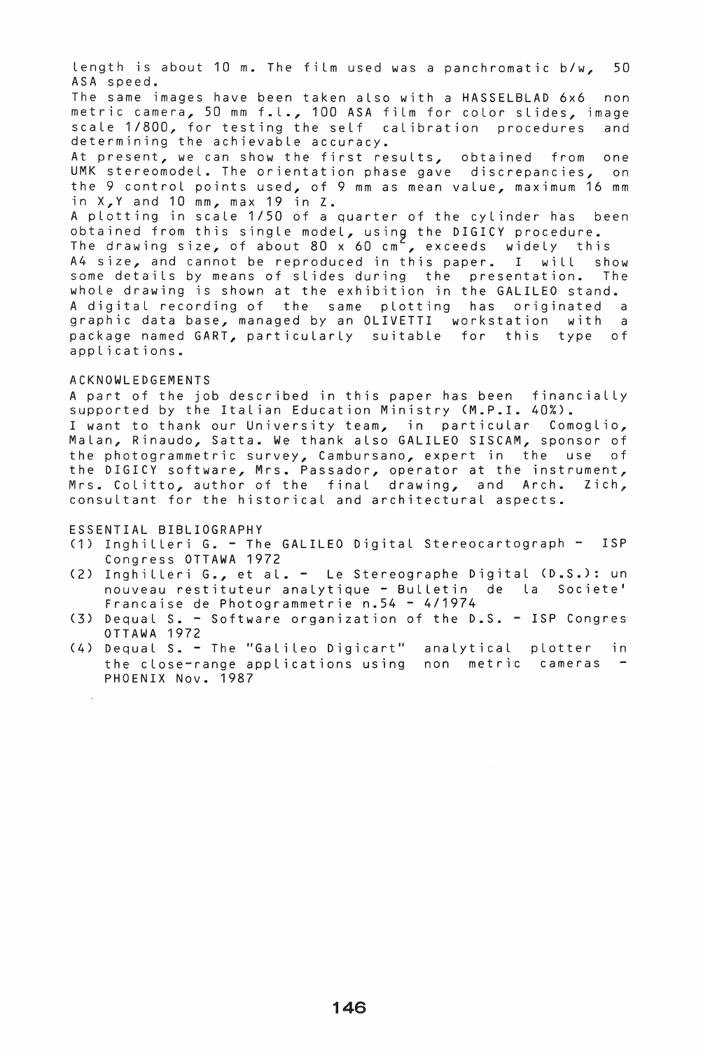length is about 10 m. The film used was a panchromatic b/w, 50 ASA speed.

The same images have been taken also with a HASSELBLAD 6x6 non metric camera, 50 mm f.l., 100 ASA film for color slides, image scale 1/800, for testing the self calibration procedures and determining the achievable accuracy.

At present, we can show the first results, obtained from one UMK stereomodel. The orientation phase gave discrepancies, on the 9 control points used, of 9 mm as mean value, maximum 16 mm in X,Y and 10 mm, max 19 in Z.

A plotting in scale 1/50 of a quarter of the cylinder has been obtained from this single model, using the DIGICY procedure. The drawing size, of about 80 x 60 $cm^2$, exceeds widely this A4 size, and cannot be reproduced in this paper. I will show some details by means of slides during the presentation. The whole drawing is shown at the exhibition in the GALILEO stand.

A digital recording of the same plotting has originated a graphic data base, managed by an OLIVETTI workstation with a package named GART, particularly suitable for this type of applications.

## ACKNOWLEDGEMENTS

A part of the job described in this paper has been financially supported by the Italian Education Ministry (M.P.I. 40%).

I want to thank our University team, in particular Comoglio, Malan, Rinaudo, Satta. We thank also GALILEO SISCAM, sponsor of the photogrammetric survey, Cambursano, expert in the use of the DIGICY software, Mrs. Passador, operator at the instrument, Mrs. Colitto, author of the final drawing, and Arch. Zich, consultant for the historical and architectural aspects.

## ESSENTIAL BIBLIOGRAPHY

(1) Inghilleri G. - The GALILEO Digital Stereocartograph - ISP Congress OTTAWA 1972

(2) Inghilleri G., et al. - Le Stereographe Digital (D.S.): un nouveau restituteur analytique - Bulletin de la Societe' Francaise de Photogrammetrie n.54 - 4/1974

(3) Dequal S. - Software organization of the D.S. - ISP Congres OTTAWA 1972

(4) Dequal S. - The "Galileo Digicart" analytical plotter in the close-range applications using non metric cameras - PHOENIX Nov. 1987